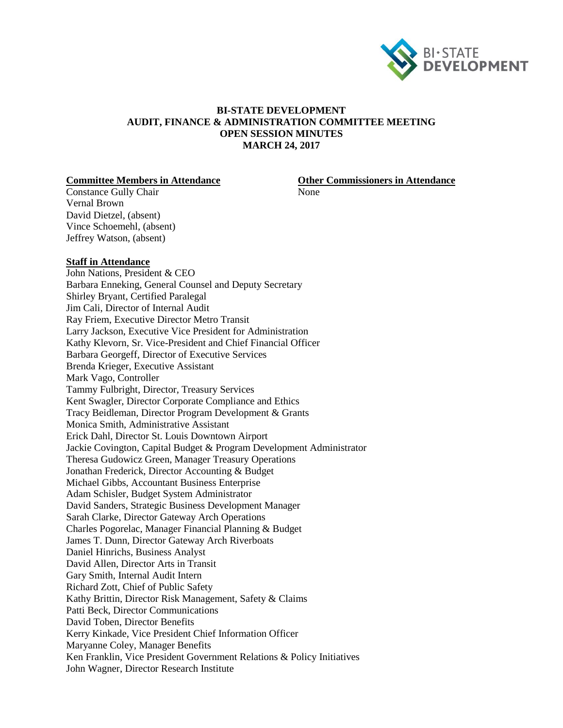# BI-STATE DEVELOPMENT
# AUDIT, FINANCE & ADMINISTRATION COMMITTEE MEETING
# OPEN SESSION MINUTES
# MARCH 24, 2017

**Committee Members in Attendance**

Constance Gully Chair
Vernal Brown
David Dietzel, (absent)
Vince Schoemehl, (absent)
Jeffrey Watson, (absent)

**Other Commissioners in Attendance**

None

**Staff in Attendance**

John Nations, President & CEO
Barbara Enneking, General Counsel and Deputy Secretary
Shirley Bryant, Certified Paralegal
Jim Cali, Director of Internal Audit
Ray Friem, Executive Director Metro Transit
Larry Jackson, Executive Vice President for Administration
Kathy Klevorn, Sr. Vice-President and Chief Financial Officer
Barbara Georgeff, Director of Executive Services
Brenda Krieger, Executive Assistant
Mark Vago, Controller
Tammy Fulbright, Director, Treasury Services
Kent Swagler, Director Corporate Compliance and Ethics
Tracy Beidleman, Director Program Development & Grants
Monica Smith, Administrative Assistant
Erick Dahl, Director St. Louis Downtown Airport
Jackie Covington, Capital Budget & Program Development Administrator
Theresa Gudowicz Green, Manager Treasury Operations
Jonathan Frederick, Director Accounting & Budget
Michael Gibbs, Accountant Business Enterprise
Adam Schisler, Budget System Administrator
David Sanders, Strategic Business Development Manager
Sarah Clarke, Director Gateway Arch Operations
Charles Pogorelac, Manager Financial Planning & Budget
James T. Dunn, Director Gateway Arch Riverboats
Daniel Hinrichs, Business Analyst
David Allen, Director Arts in Transit
Gary Smith, Internal Audit Intern
Richard Zott, Chief of Public Safety
Kathy Brittin, Director Risk Management, Safety & Claims
Patti Beck, Director Communications
David Toben, Director Benefits
Kerry Kinkade, Vice President Chief Information Officer
Maryanne Coley, Manager Benefits
Ken Franklin, Vice President Government Relations & Policy Initiatives
John Wagner, Director Research Institute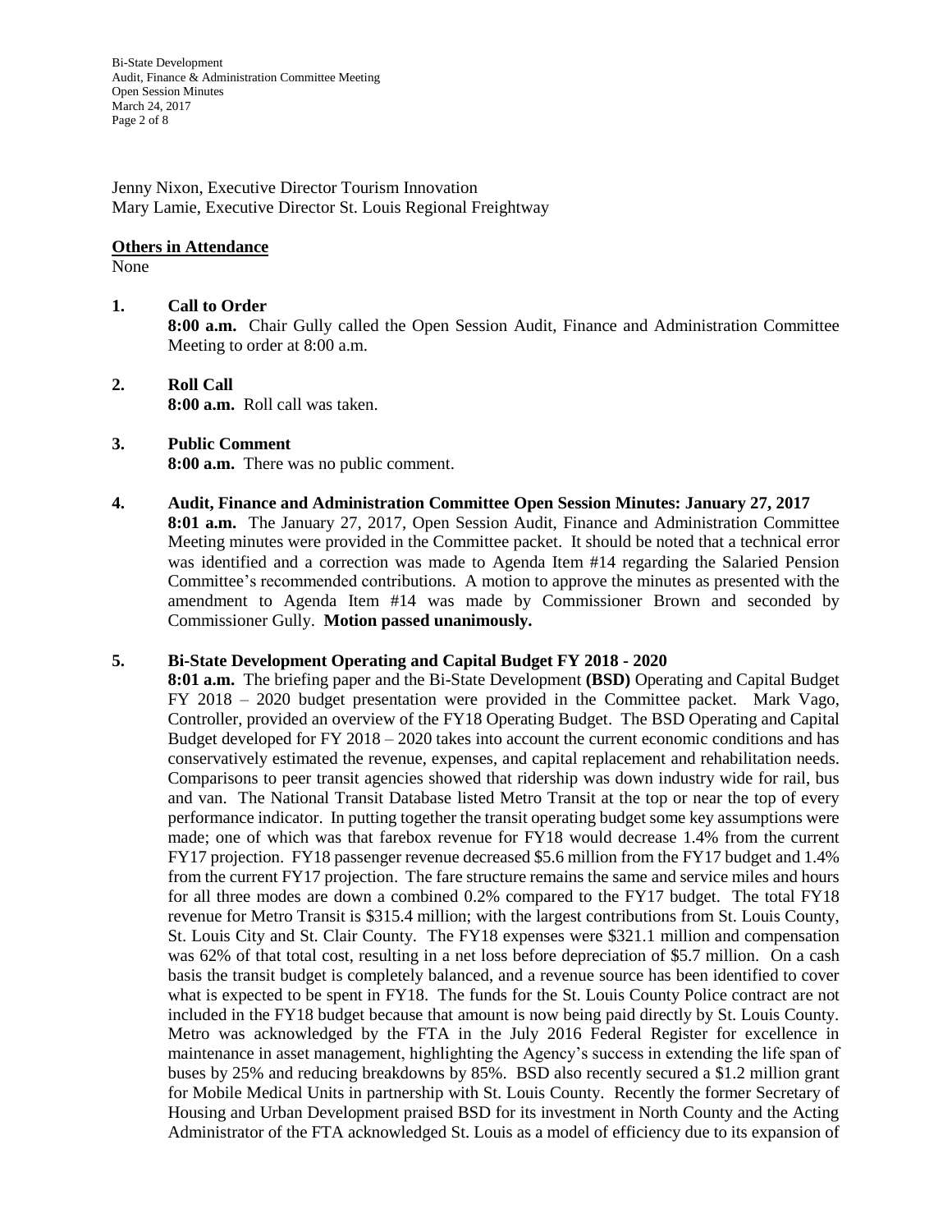Jenny Nixon, Executive Director Tourism Innovation
Mary Lamie, Executive Director St. Louis Regional Freightway

**Others in Attendance**
None

**1. Call to Order**

**8:00 a.m.** Chair Gully called the Open Session Audit, Finance and Administration Committee Meeting to order at 8:00 a.m.

**2. Roll Call**

**8:00 a.m.** Roll call was taken.

**3. Public Comment**

**8:00 a.m.** There was no public comment.

**4. Audit, Finance and Administration Committee Open Session Minutes: January 27, 2017**

**8:01 a.m.** The January 27, 2017, Open Session Audit, Finance and Administration Committee Meeting minutes were provided in the Committee packet. It should be noted that a technical error was identified and a correction was made to Agenda Item #14 regarding the Salaried Pension Committee's recommended contributions. A motion to approve the minutes as presented with the amendment to Agenda Item #14 was made by Commissioner Brown and seconded by Commissioner Gully. **Motion passed unanimously.**

**5. Bi-State Development Operating and Capital Budget FY 2018 - 2020**

**8:01 a.m.** The briefing paper and the Bi-State Development **(BSD)** Operating and Capital Budget FY 2018 – 2020 budget presentation were provided in the Committee packet. Mark Vago, Controller, provided an overview of the FY18 Operating Budget. The BSD Operating and Capital Budget developed for FY 2018 – 2020 takes into account the current economic conditions and has conservatively estimated the revenue, expenses, and capital replacement and rehabilitation needs. Comparisons to peer transit agencies showed that ridership was down industry wide for rail, bus and van. The National Transit Database listed Metro Transit at the top or near the top of every performance indicator. In putting together the transit operating budget some key assumptions were made; one of which was that farebox revenue for FY18 would decrease 1.4% from the current FY17 projection. FY18 passenger revenue decreased $5.6 million from the FY17 budget and 1.4% from the current FY17 projection. The fare structure remains the same and service miles and hours for all three modes are down a combined 0.2% compared to the FY17 budget. The total FY18 revenue for Metro Transit is $315.4 million; with the largest contributions from St. Louis County, St. Louis City and St. Clair County. The FY18 expenses were $321.1 million and compensation was 62% of that total cost, resulting in a net loss before depreciation of $5.7 million. On a cash basis the transit budget is completely balanced, and a revenue source has been identified to cover what is expected to be spent in FY18. The funds for the St. Louis County Police contract are not included in the FY18 budget because that amount is now being paid directly by St. Louis County. Metro was acknowledged by the FTA in the July 2016 Federal Register for excellence in maintenance in asset management, highlighting the Agency's success in extending the life span of buses by 25% and reducing breakdowns by 85%. BSD also recently secured a $1.2 million grant for Mobile Medical Units in partnership with St. Louis County. Recently the former Secretary of Housing and Urban Development praised BSD for its investment in North County and the Acting Administrator of the FTA acknowledged St. Louis as a model of efficiency due to its expansion of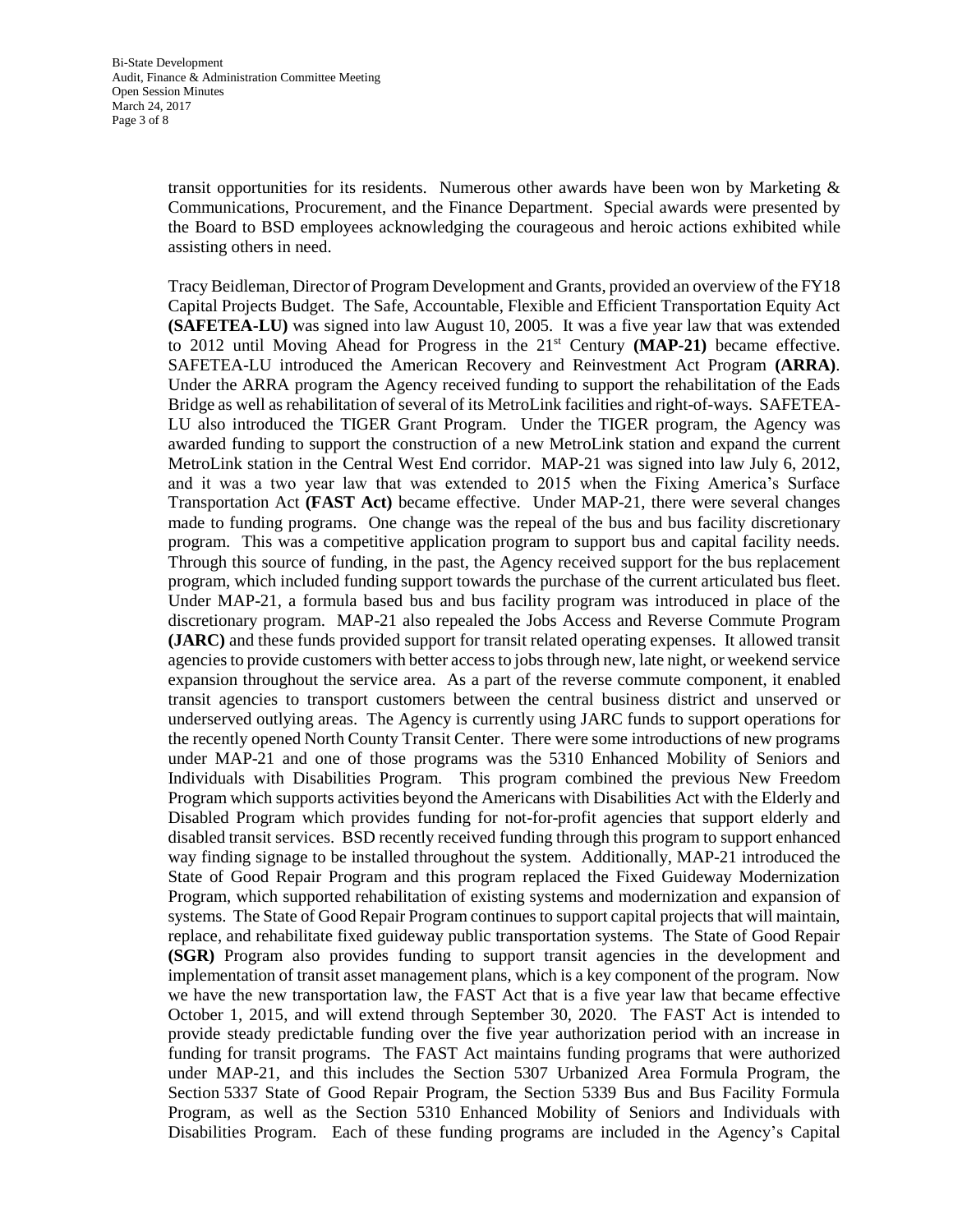transit opportunities for its residents. Numerous other awards have been won by Marketing & Communications, Procurement, and the Finance Department. Special awards were presented by the Board to BSD employees acknowledging the courageous and heroic actions exhibited while assisting others in need.

Tracy Beidleman, Director of Program Development and Grants, provided an overview of the FY18 Capital Projects Budget. The Safe, Accountable, Flexible and Efficient Transportation Equity Act **(SAFETEA-LU)** was signed into law August 10, 2005. It was a five year law that was extended to 2012 until Moving Ahead for Progress in the 21st Century **(MAP-21)** became effective. SAFETEA-LU introduced the American Recovery and Reinvestment Act Program **(ARRA)**. Under the ARRA program the Agency received funding to support the rehabilitation of the Eads Bridge as well as rehabilitation of several of its MetroLink facilities and right-of-ways. SAFETEA-LU also introduced the TIGER Grant Program. Under the TIGER program, the Agency was awarded funding to support the construction of a new MetroLink station and expand the current MetroLink station in the Central West End corridor. MAP-21 was signed into law July 6, 2012, and it was a two year law that was extended to 2015 when the Fixing America's Surface Transportation Act **(FAST Act)** became effective. Under MAP-21, there were several changes made to funding programs. One change was the repeal of the bus and bus facility discretionary program. This was a competitive application program to support bus and capital facility needs. Through this source of funding, in the past, the Agency received support for the bus replacement program, which included funding support towards the purchase of the current articulated bus fleet. Under MAP-21, a formula based bus and bus facility program was introduced in place of the discretionary program. MAP-21 also repealed the Jobs Access and Reverse Commute Program **(JARC)** and these funds provided support for transit related operating expenses. It allowed transit agencies to provide customers with better access to jobs through new, late night, or weekend service expansion throughout the service area. As a part of the reverse commute component, it enabled transit agencies to transport customers between the central business district and unserved or underserved outlying areas. The Agency is currently using JARC funds to support operations for the recently opened North County Transit Center. There were some introductions of new programs under MAP-21 and one of those programs was the 5310 Enhanced Mobility of Seniors and Individuals with Disabilities Program. This program combined the previous New Freedom Program which supports activities beyond the Americans with Disabilities Act with the Elderly and Disabled Program which provides funding for not-for-profit agencies that support elderly and disabled transit services. BSD recently received funding through this program to support enhanced way finding signage to be installed throughout the system. Additionally, MAP-21 introduced the State of Good Repair Program and this program replaced the Fixed Guideway Modernization Program, which supported rehabilitation of existing systems and modernization and expansion of systems. The State of Good Repair Program continues to support capital projects that will maintain, replace, and rehabilitate fixed guideway public transportation systems. The State of Good Repair **(SGR)** Program also provides funding to support transit agencies in the development and implementation of transit asset management plans, which is a key component of the program. Now we have the new transportation law, the FAST Act that is a five year law that became effective October 1, 2015, and will extend through September 30, 2020. The FAST Act is intended to provide steady predictable funding over the five year authorization period with an increase in funding for transit programs. The FAST Act maintains funding programs that were authorized under MAP-21, and this includes the Section 5307 Urbanized Area Formula Program, the Section 5337 State of Good Repair Program, the Section 5339 Bus and Bus Facility Formula Program, as well as the Section 5310 Enhanced Mobility of Seniors and Individuals with Disabilities Program. Each of these funding programs are included in the Agency's Capital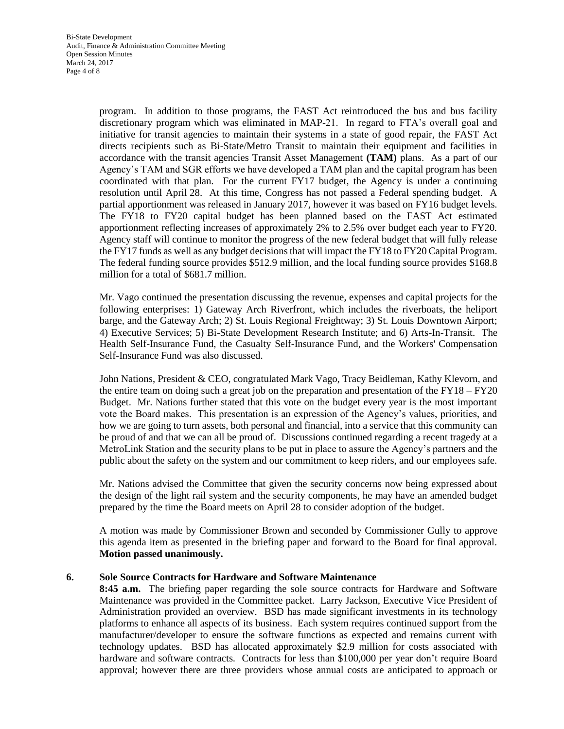program. In addition to those programs, the FAST Act reintroduced the bus and bus facility discretionary program which was eliminated in MAP-21. In regard to FTA's overall goal and initiative for transit agencies to maintain their systems in a state of good repair, the FAST Act directs recipients such as Bi-State/Metro Transit to maintain their equipment and facilities in accordance with the transit agencies Transit Asset Management **(TAM)** plans. As a part of our Agency's TAM and SGR efforts we have developed a TAM plan and the capital program has been coordinated with that plan. For the current FY17 budget, the Agency is under a continuing resolution until April 28. At this time, Congress has not passed a Federal spending budget. A partial apportionment was released in January 2017, however it was based on FY16 budget levels. The FY18 to FY20 capital budget has been planned based on the FAST Act estimated apportionment reflecting increases of approximately 2% to 2.5% over budget each year to FY20. Agency staff will continue to monitor the progress of the new federal budget that will fully release the FY17 funds as well as any budget decisions that will impact the FY18 to FY20 Capital Program. The federal funding source provides \$512.9 million, and the local funding source provides \$168.8 million for a total of \$681.7 million.

Mr. Vago continued the presentation discussing the revenue, expenses and capital projects for the following enterprises: 1) Gateway Arch Riverfront, which includes the riverboats, the heliport barge, and the Gateway Arch; 2) St. Louis Regional Freightway; 3) St. Louis Downtown Airport; 4) Executive Services; 5) Bi-State Development Research Institute; and 6) Arts-In-Transit. The Health Self-Insurance Fund, the Casualty Self-Insurance Fund, and the Workers' Compensation Self-Insurance Fund was also discussed.

John Nations, President & CEO, congratulated Mark Vago, Tracy Beidleman, Kathy Klevorn, and the entire team on doing such a great job on the preparation and presentation of the FY18 – FY20 Budget. Mr. Nations further stated that this vote on the budget every year is the most important vote the Board makes. This presentation is an expression of the Agency's values, priorities, and how we are going to turn assets, both personal and financial, into a service that this community can be proud of and that we can all be proud of. Discussions continued regarding a recent tragedy at a MetroLink Station and the security plans to be put in place to assure the Agency's partners and the public about the safety on the system and our commitment to keep riders, and our employees safe.

Mr. Nations advised the Committee that given the security concerns now being expressed about the design of the light rail system and the security components, he may have an amended budget prepared by the time the Board meets on April 28 to consider adoption of the budget.

A motion was made by Commissioner Brown and seconded by Commissioner Gully to approve this agenda item as presented in the briefing paper and forward to the Board for final approval. **Motion passed unanimously.**

**6. Sole Source Contracts for Hardware and Software Maintenance**

**8:45 a.m.** The briefing paper regarding the sole source contracts for Hardware and Software Maintenance was provided in the Committee packet. Larry Jackson, Executive Vice President of Administration provided an overview. BSD has made significant investments in its technology platforms to enhance all aspects of its business. Each system requires continued support from the manufacturer/developer to ensure the software functions as expected and remains current with technology updates. BSD has allocated approximately \$2.9 million for costs associated with hardware and software contracts. Contracts for less than \$100,000 per year don't require Board approval; however there are three providers whose annual costs are anticipated to approach or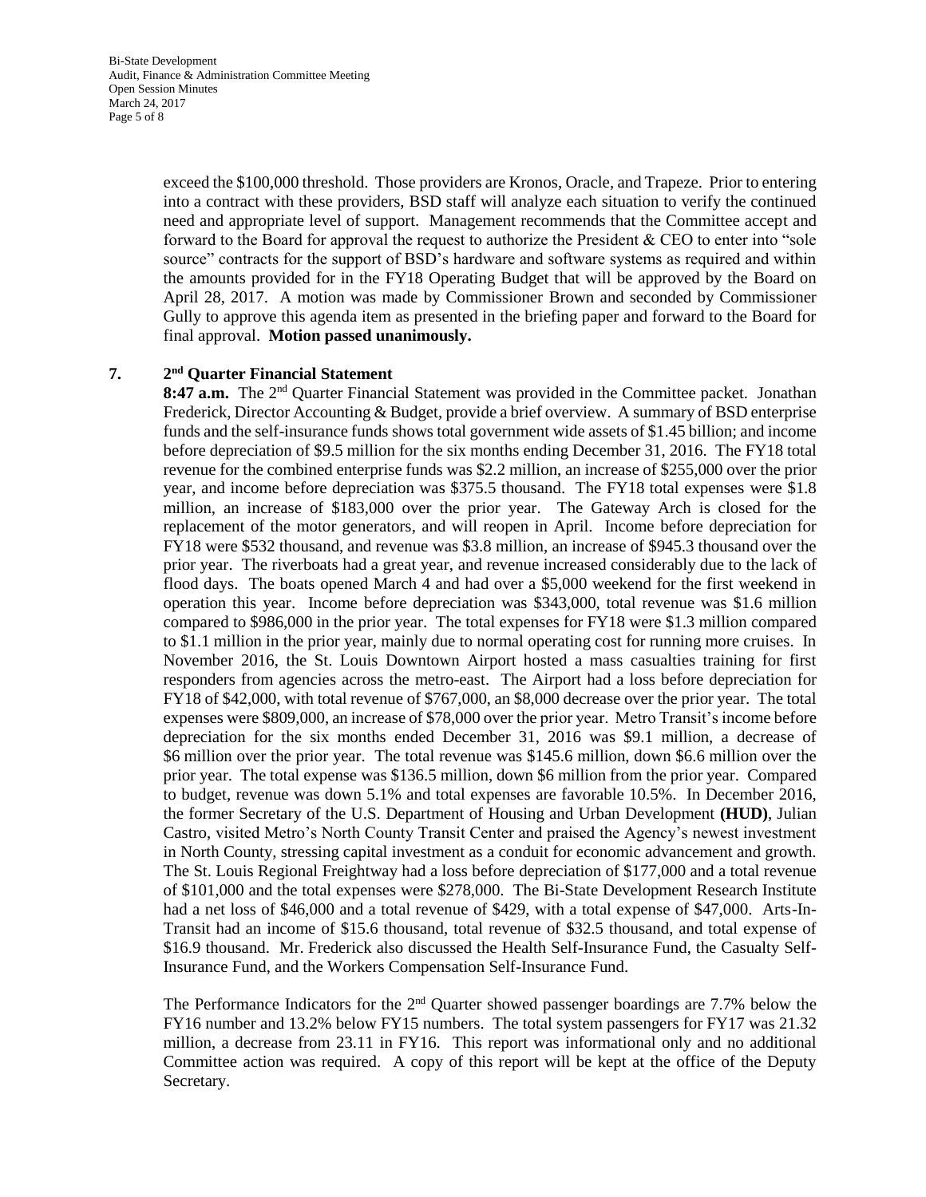exceed the $100,000 threshold. Those providers are Kronos, Oracle, and Trapeze. Prior to entering into a contract with these providers, BSD staff will analyze each situation to verify the continued need and appropriate level of support. Management recommends that the Committee accept and forward to the Board for approval the request to authorize the President & CEO to enter into "sole source" contracts for the support of BSD's hardware and software systems as required and within the amounts provided for in the FY18 Operating Budget that will be approved by the Board on April 28, 2017. A motion was made by Commissioner Brown and seconded by Commissioner Gully to approve this agenda item as presented in the briefing paper and forward to the Board for final approval. **Motion passed unanimously.**

## 7. 2nd Quarter Financial Statement

**8:47 a.m.** The 2nd Quarter Financial Statement was provided in the Committee packet. Jonathan Frederick, Director Accounting & Budget, provide a brief overview. A summary of BSD enterprise funds and the self-insurance funds shows total government wide assets of $1.45 billion; and income before depreciation of $9.5 million for the six months ending December 31, 2016. The FY18 total revenue for the combined enterprise funds was $2.2 million, an increase of $255,000 over the prior year, and income before depreciation was $375.5 thousand. The FY18 total expenses were $1.8 million, an increase of $183,000 over the prior year. The Gateway Arch is closed for the replacement of the motor generators, and will reopen in April. Income before depreciation for FY18 were $532 thousand, and revenue was $3.8 million, an increase of $945.3 thousand over the prior year. The riverboats had a great year, and revenue increased considerably due to the lack of flood days. The boats opened March 4 and had over a $5,000 weekend for the first weekend in operation this year. Income before depreciation was $343,000, total revenue was $1.6 million compared to $986,000 in the prior year. The total expenses for FY18 were $1.3 million compared to $1.1 million in the prior year, mainly due to normal operating cost for running more cruises. In November 2016, the St. Louis Downtown Airport hosted a mass casualties training for first responders from agencies across the metro-east. The Airport had a loss before depreciation for FY18 of $42,000, with total revenue of $767,000, an $8,000 decrease over the prior year. The total expenses were $809,000, an increase of $78,000 over the prior year. Metro Transit's income before depreciation for the six months ended December 31, 2016 was $9.1 million, a decrease of $6 million over the prior year. The total revenue was $145.6 million, down $6.6 million over the prior year. The total expense was $136.5 million, down $6 million from the prior year. Compared to budget, revenue was down 5.1% and total expenses are favorable 10.5%. In December 2016, the former Secretary of the U.S. Department of Housing and Urban Development **(HUD)**, Julian Castro, visited Metro's North County Transit Center and praised the Agency's newest investment in North County, stressing capital investment as a conduit for economic advancement and growth. The St. Louis Regional Freightway had a loss before depreciation of $177,000 and a total revenue of $101,000 and the total expenses were $278,000. The Bi-State Development Research Institute had a net loss of $46,000 and a total revenue of $429, with a total expense of $47,000. Arts-In-Transit had an income of $15.6 thousand, total revenue of $32.5 thousand, and total expense of $16.9 thousand. Mr. Frederick also discussed the Health Self-Insurance Fund, the Casualty Self-Insurance Fund, and the Workers Compensation Self-Insurance Fund.

The Performance Indicators for the 2nd Quarter showed passenger boardings are 7.7% below the FY16 number and 13.2% below FY15 numbers. The total system passengers for FY17 was 21.32 million, a decrease from 23.11 in FY16. This report was informational only and no additional Committee action was required. A copy of this report will be kept at the office of the Deputy Secretary.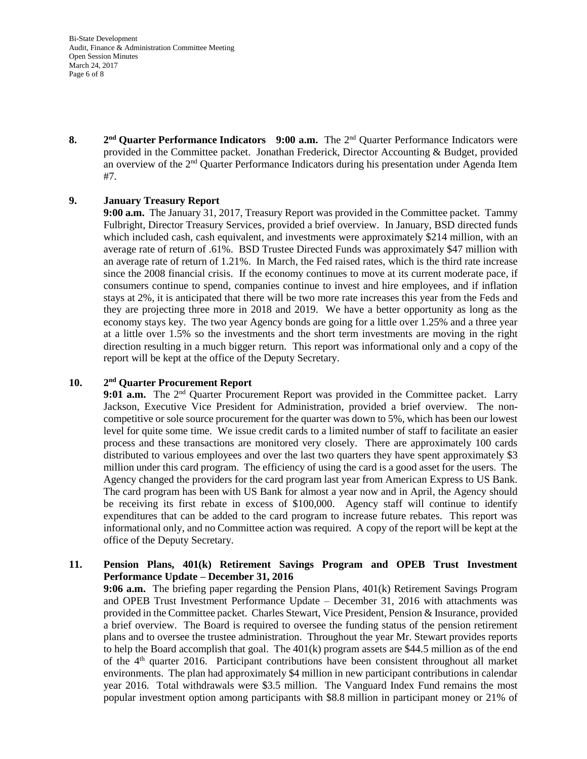**8. 2nd Quarter Performance Indicators 9:00 a.m.** The 2nd Quarter Performance Indicators were provided in the Committee packet. Jonathan Frederick, Director Accounting & Budget, provided an overview of the 2nd Quarter Performance Indicators during his presentation under Agenda Item #7.

**9. January Treasury Report**

**9:00 a.m.** The January 31, 2017, Treasury Report was provided in the Committee packet. Tammy Fulbright, Director Treasury Services, provided a brief overview. In January, BSD directed funds which included cash, cash equivalent, and investments were approximately $214 million, with an average rate of return of .61%. BSD Trustee Directed Funds was approximately $47 million with an average rate of return of 1.21%. In March, the Fed raised rates, which is the third rate increase since the 2008 financial crisis. If the economy continues to move at its current moderate pace, if consumers continue to spend, companies continue to invest and hire employees, and if inflation stays at 2%, it is anticipated that there will be two more rate increases this year from the Feds and they are projecting three more in 2018 and 2019. We have a better opportunity as long as the economy stays key. The two year Agency bonds are going for a little over 1.25% and a three year at a little over 1.5% so the investments and the short term investments are moving in the right direction resulting in a much bigger return. This report was informational only and a copy of the report will be kept at the office of the Deputy Secretary.

**10. 2nd Quarter Procurement Report**

**9:01 a.m.** The 2nd Quarter Procurement Report was provided in the Committee packet. Larry Jackson, Executive Vice President for Administration, provided a brief overview. The non-competitive or sole source procurement for the quarter was down to 5%, which has been our lowest level for quite some time. We issue credit cards to a limited number of staff to facilitate an easier process and these transactions are monitored very closely. There are approximately 100 cards distributed to various employees and over the last two quarters they have spent approximately $3 million under this card program. The efficiency of using the card is a good asset for the users. The Agency changed the providers for the card program last year from American Express to US Bank. The card program has been with US Bank for almost a year now and in April, the Agency should be receiving its first rebate in excess of $100,000. Agency staff will continue to identify expenditures that can be added to the card program to increase future rebates. This report was informational only, and no Committee action was required. A copy of the report will be kept at the office of the Deputy Secretary.

**11. Pension Plans, 401(k) Retirement Savings Program and OPEB Trust Investment Performance Update – December 31, 2016**

**9:06 a.m.** The briefing paper regarding the Pension Plans, 401(k) Retirement Savings Program and OPEB Trust Investment Performance Update – December 31, 2016 with attachments was provided in the Committee packet. Charles Stewart, Vice President, Pension & Insurance, provided a brief overview. The Board is required to oversee the funding status of the pension retirement plans and to oversee the trustee administration. Throughout the year Mr. Stewart provides reports to help the Board accomplish that goal. The 401(k) program assets are $44.5 million as of the end of the 4th quarter 2016. Participant contributions have been consistent throughout all market environments. The plan had approximately $4 million in new participant contributions in calendar year 2016. Total withdrawals were $3.5 million. The Vanguard Index Fund remains the most popular investment option among participants with $8.8 million in participant money or 21% of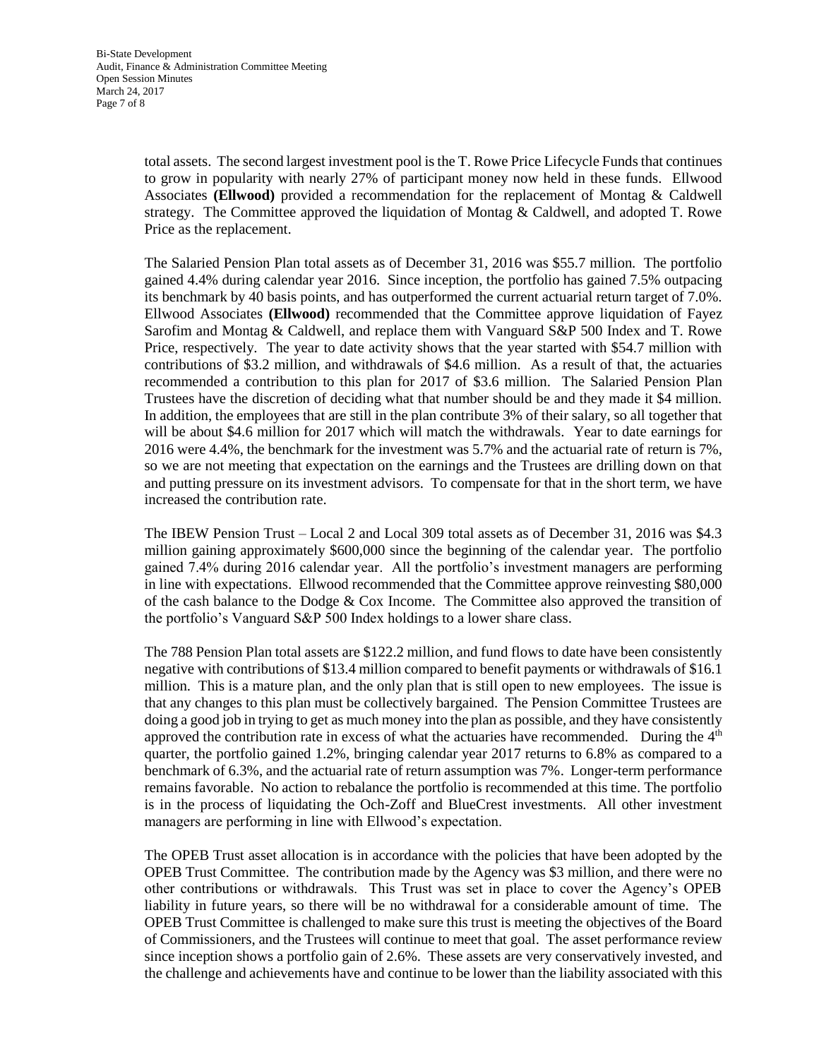total assets. The second largest investment pool is the T. Rowe Price Lifecycle Funds that continues to grow in popularity with nearly 27% of participant money now held in these funds. Ellwood Associates **(Ellwood)** provided a recommendation for the replacement of Montag & Caldwell strategy. The Committee approved the liquidation of Montag & Caldwell, and adopted T. Rowe Price as the replacement.

The Salaried Pension Plan total assets as of December 31, 2016 was $55.7 million. The portfolio gained 4.4% during calendar year 2016. Since inception, the portfolio has gained 7.5% outpacing its benchmark by 40 basis points, and has outperformed the current actuarial return target of 7.0%. Ellwood Associates **(Ellwood)** recommended that the Committee approve liquidation of Fayez Sarofim and Montag & Caldwell, and replace them with Vanguard S&P 500 Index and T. Rowe Price, respectively. The year to date activity shows that the year started with $54.7 million with contributions of $3.2 million, and withdrawals of $4.6 million. As a result of that, the actuaries recommended a contribution to this plan for 2017 of $3.6 million. The Salaried Pension Plan Trustees have the discretion of deciding what that number should be and they made it $4 million. In addition, the employees that are still in the plan contribute 3% of their salary, so all together that will be about $4.6 million for 2017 which will match the withdrawals. Year to date earnings for 2016 were 4.4%, the benchmark for the investment was 5.7% and the actuarial rate of return is 7%, so we are not meeting that expectation on the earnings and the Trustees are drilling down on that and putting pressure on its investment advisors. To compensate for that in the short term, we have increased the contribution rate.

The IBEW Pension Trust – Local 2 and Local 309 total assets as of December 31, 2016 was $4.3 million gaining approximately $600,000 since the beginning of the calendar year. The portfolio gained 7.4% during 2016 calendar year. All the portfolio's investment managers are performing in line with expectations. Ellwood recommended that the Committee approve reinvesting $80,000 of the cash balance to the Dodge & Cox Income. The Committee also approved the transition of the portfolio's Vanguard S&P 500 Index holdings to a lower share class.

The 788 Pension Plan total assets are $122.2 million, and fund flows to date have been consistently negative with contributions of $13.4 million compared to benefit payments or withdrawals of $16.1 million. This is a mature plan, and the only plan that is still open to new employees. The issue is that any changes to this plan must be collectively bargained. The Pension Committee Trustees are doing a good job in trying to get as much money into the plan as possible, and they have consistently approved the contribution rate in excess of what the actuaries have recommended. During the 4th quarter, the portfolio gained 1.2%, bringing calendar year 2017 returns to 6.8% as compared to a benchmark of 6.3%, and the actuarial rate of return assumption was 7%. Longer-term performance remains favorable. No action to rebalance the portfolio is recommended at this time. The portfolio is in the process of liquidating the Och-Zoff and BlueCrest investments. All other investment managers are performing in line with Ellwood's expectation.

The OPEB Trust asset allocation is in accordance with the policies that have been adopted by the OPEB Trust Committee. The contribution made by the Agency was $3 million, and there were no other contributions or withdrawals. This Trust was set in place to cover the Agency's OPEB liability in future years, so there will be no withdrawal for a considerable amount of time. The OPEB Trust Committee is challenged to make sure this trust is meeting the objectives of the Board of Commissioners, and the Trustees will continue to meet that goal. The asset performance review since inception shows a portfolio gain of 2.6%. These assets are very conservatively invested, and the challenge and achievements have and continue to be lower than the liability associated with this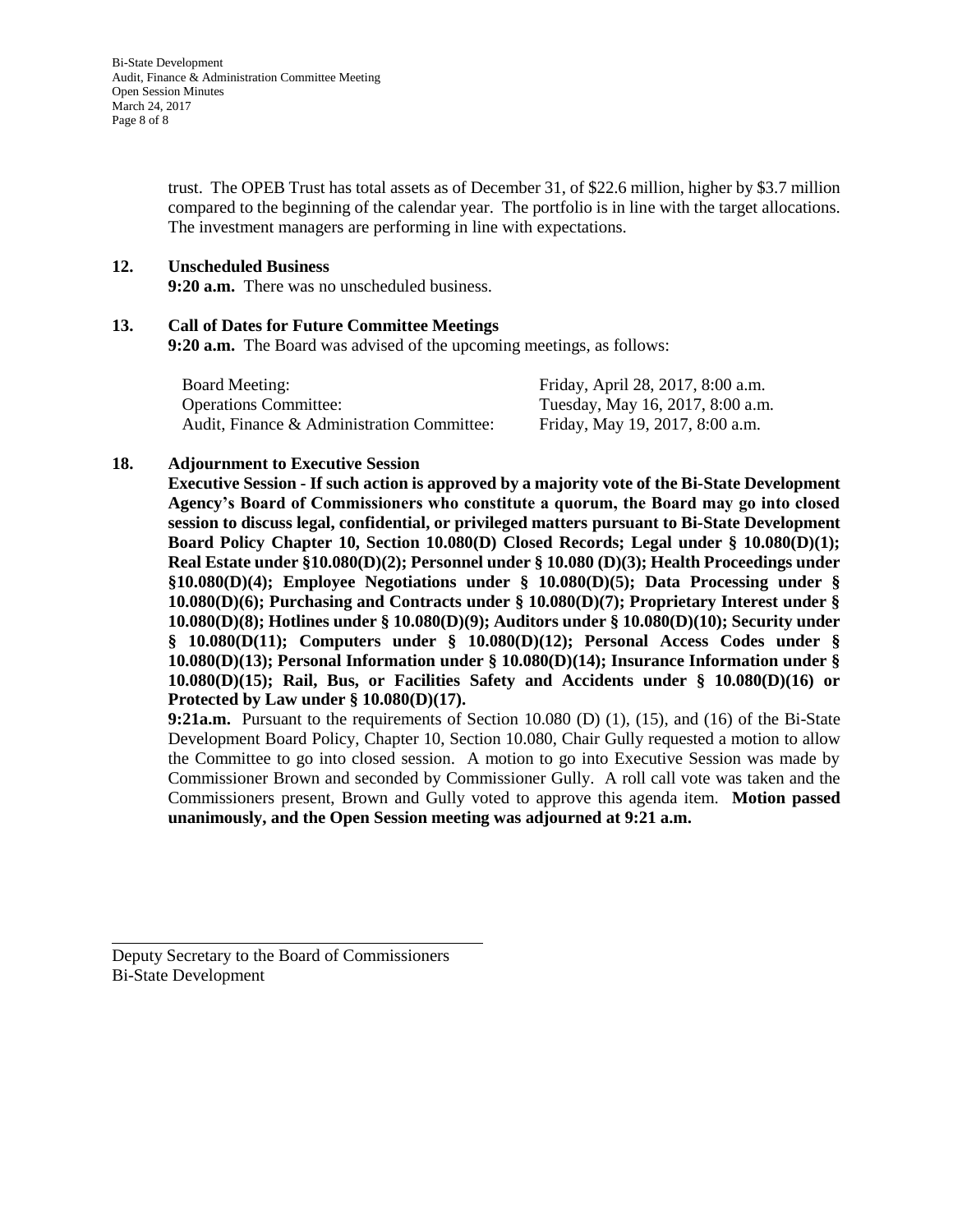trust. The OPEB Trust has total assets as of December 31, of $22.6 million, higher by $3.7 million compared to the beginning of the calendar year. The portfolio is in line with the target allocations. The investment managers are performing in line with expectations.

**12. Unscheduled Business**

**9:20 a.m.** There was no unscheduled business.

**13. Call of Dates for Future Committee Meetings**

**9:20 a.m.** The Board was advised of the upcoming meetings, as follows:

| | |
|---|---|
| Board Meeting: | Friday, April 28, 2017, 8:00 a.m. |
| Operations Committee: | Tuesday, May 16, 2017, 8:00 a.m. |
| Audit, Finance & Administration Committee: | Friday, May 19, 2017, 8:00 a.m. |

**18. Adjournment to Executive Session**

**Executive Session - If such action is approved by a majority vote of the Bi-State Development Agency's Board of Commissioners who constitute a quorum, the Board may go into closed session to discuss legal, confidential, or privileged matters pursuant to Bi-State Development Board Policy Chapter 10, Section 10.080(D) Closed Records; Legal under § 10.080(D)(1); Real Estate under §10.080(D)(2); Personnel under § 10.080 (D)(3); Health Proceedings under §10.080(D)(4); Employee Negotiations under § 10.080(D)(5); Data Processing under § 10.080(D)(6); Purchasing and Contracts under § 10.080(D)(7); Proprietary Interest under § 10.080(D)(8); Hotlines under § 10.080(D)(9); Auditors under § 10.080(D)(10); Security under § 10.080(D(11); Computers under § 10.080(D)(12); Personal Access Codes under § 10.080(D)(13); Personal Information under § 10.080(D)(14); Insurance Information under § 10.080(D)(15); Rail, Bus, or Facilities Safety and Accidents under § 10.080(D)(16) or Protected by Law under § 10.080(D)(17).**

**9:21a.m.** Pursuant to the requirements of Section 10.080 (D) (1), (15), and (16) of the Bi-State Development Board Policy, Chapter 10, Section 10.080, Chair Gully requested a motion to allow the Committee to go into closed session. A motion to go into Executive Session was made by Commissioner Brown and seconded by Commissioner Gully. A roll call vote was taken and the Commissioners present, Brown and Gully voted to approve this agenda item. **Motion passed unanimously, and the Open Session meeting was adjourned at 9:21 a.m.**

\_\_\_\_\_\_\_\_\_\_\_\_\_\_\_\_\_\_\_\_\_\_\_\_\_\_\_\_\_\_\_\_\_\_\_\_\_\_\_\_\_\_\_\_

Deputy Secretary to the Board of Commissioners
Bi-State Development